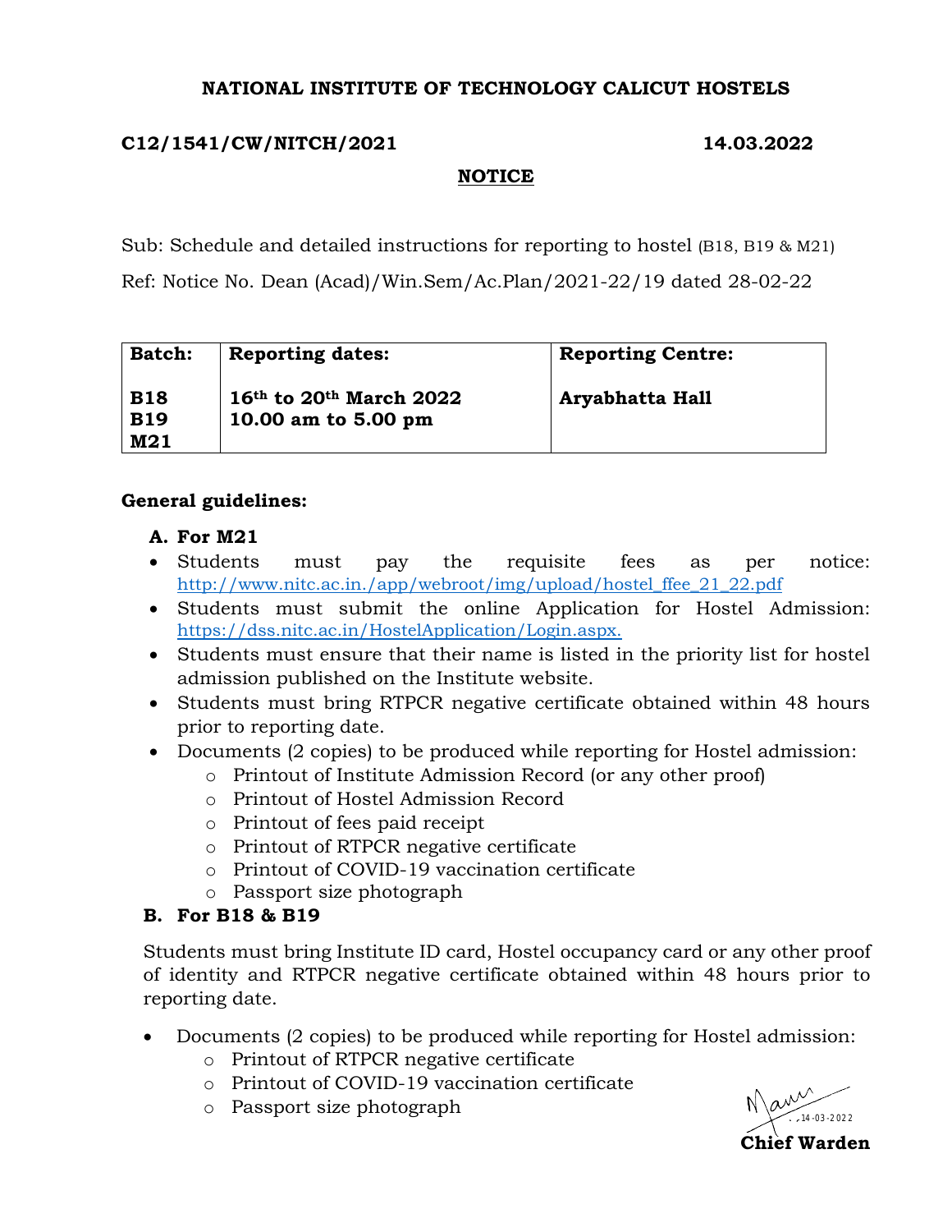**NATIONAL INSTITUTE OF TECHNOLOGY CALICUT HOSTELS**

**C12/1541/CW/NITCH/2021** **14.03.2022**

**NOTICE**

Sub: Schedule and detailed instructions for reporting to hostel (B18, B19 & M21)

Ref: Notice No. Dean (Acad)/Win.Sem/Ac.Plan/2021-22/19 dated 28-02-22

| **Batch:** | **Reporting dates:** | **Reporting Centre:** |
|---|---|---|
| **B18**<br>**B19**<br>**M21** | **16th to 20th March 2022**<br>**10.00 am to 5.00 pm** | **Aryabhatta Hall** |

**General guidelines:**

**A. For M21**

- Students must pay the requisite fees as per notice: http://www.nitc.ac.in./app/webroot/img/upload/hostel_ffee_21_22.pdf
- Students must submit the online Application for Hostel Admission: https://dss.nitc.ac.in/HostelApplication/Login.aspx.
- Students must ensure that their name is listed in the priority list for hostel admission published on the Institute website.
- Students must bring RTPCR negative certificate obtained within 48 hours prior to reporting date.
- Documents (2 copies) to be produced while reporting for Hostel admission:
  - Printout of Institute Admission Record (or any other proof)
  - Printout of Hostel Admission Record
  - Printout of fees paid receipt
  - Printout of RTPCR negative certificate
  - Printout of COVID-19 vaccination certificate
  - Passport size photograph

**B. For B18 & B19**

Students must bring Institute ID card, Hostel occupancy card or any other proof of identity and RTPCR negative certificate obtained within 48 hours prior to reporting date.

- Documents (2 copies) to be produced while reporting for Hostel admission:
  - Printout of RTPCR negative certificate
  - Printout of COVID-19 vaccination certificate
  - Passport size photograph

14-03-2022

**Chief Warden**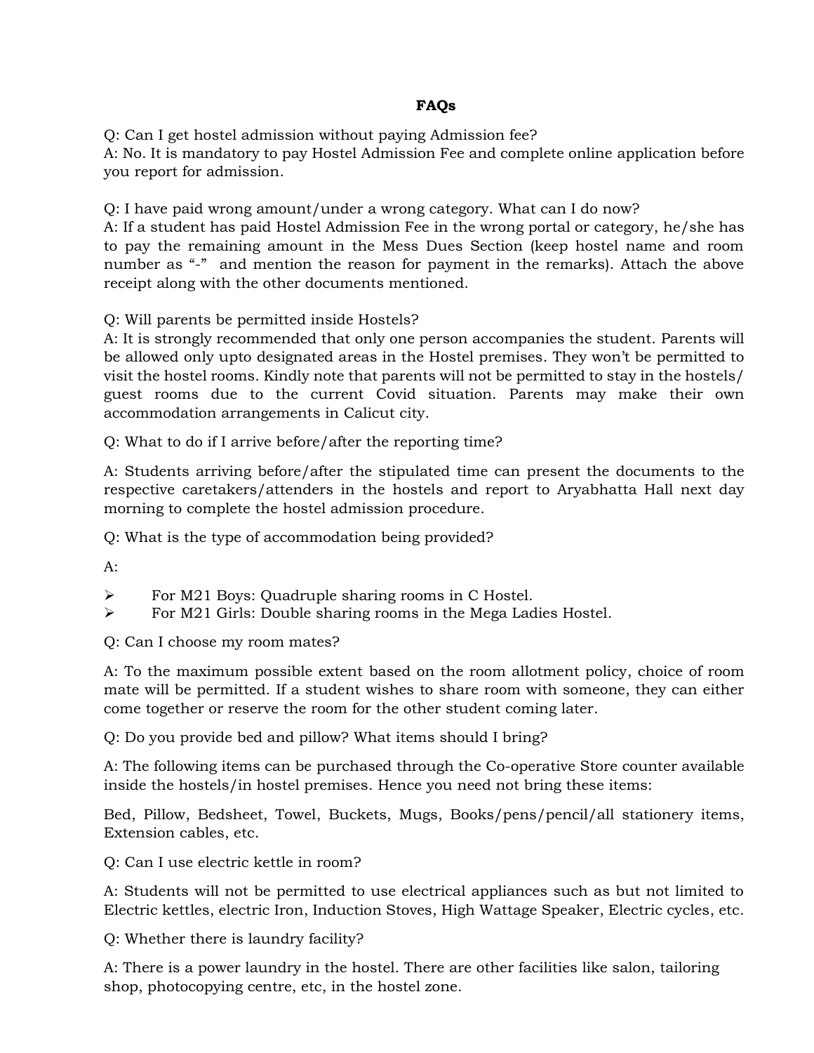# FAQs

Q: Can I get hostel admission without paying Admission fee?
A: No. It is mandatory to pay Hostel Admission Fee and complete online application before you report for admission.

Q: I have paid wrong amount/under a wrong category. What can I do now?
A: If a student has paid Hostel Admission Fee in the wrong portal or category, he/she has to pay the remaining amount in the Mess Dues Section (keep hostel name and room number as "-" and mention the reason for payment in the remarks). Attach the above receipt along with the other documents mentioned.

Q: Will parents be permitted inside Hostels?
A: It is strongly recommended that only one person accompanies the student. Parents will be allowed only upto designated areas in the Hostel premises. They won't be permitted to visit the hostel rooms. Kindly note that parents will not be permitted to stay in the hostels/ guest rooms due to the current Covid situation. Parents may make their own accommodation arrangements in Calicut city.

Q: What to do if I arrive before/after the reporting time?

A: Students arriving before/after the stipulated time can present the documents to the respective caretakers/attenders in the hostels and report to Aryabhatta Hall next day morning to complete the hostel admission procedure.

Q: What is the type of accommodation being provided?

A:

- For M21 Boys: Quadruple sharing rooms in C Hostel.
- For M21 Girls: Double sharing rooms in the Mega Ladies Hostel.

Q: Can I choose my room mates?

A: To the maximum possible extent based on the room allotment policy, choice of room mate will be permitted. If a student wishes to share room with someone, they can either come together or reserve the room for the other student coming later.

Q: Do you provide bed and pillow? What items should I bring?

A: The following items can be purchased through the Co-operative Store counter available inside the hostels/in hostel premises. Hence you need not bring these items:

Bed, Pillow, Bedsheet, Towel, Buckets, Mugs, Books/pens/pencil/all stationery items, Extension cables, etc.

Q: Can I use electric kettle in room?

A: Students will not be permitted to use electrical appliances such as but not limited to Electric kettles, electric Iron, Induction Stoves, High Wattage Speaker, Electric cycles, etc.

Q: Whether there is laundry facility?

A: There is a power laundry in the hostel. There are other facilities like salon, tailoring shop, photocopying centre, etc, in the hostel zone.